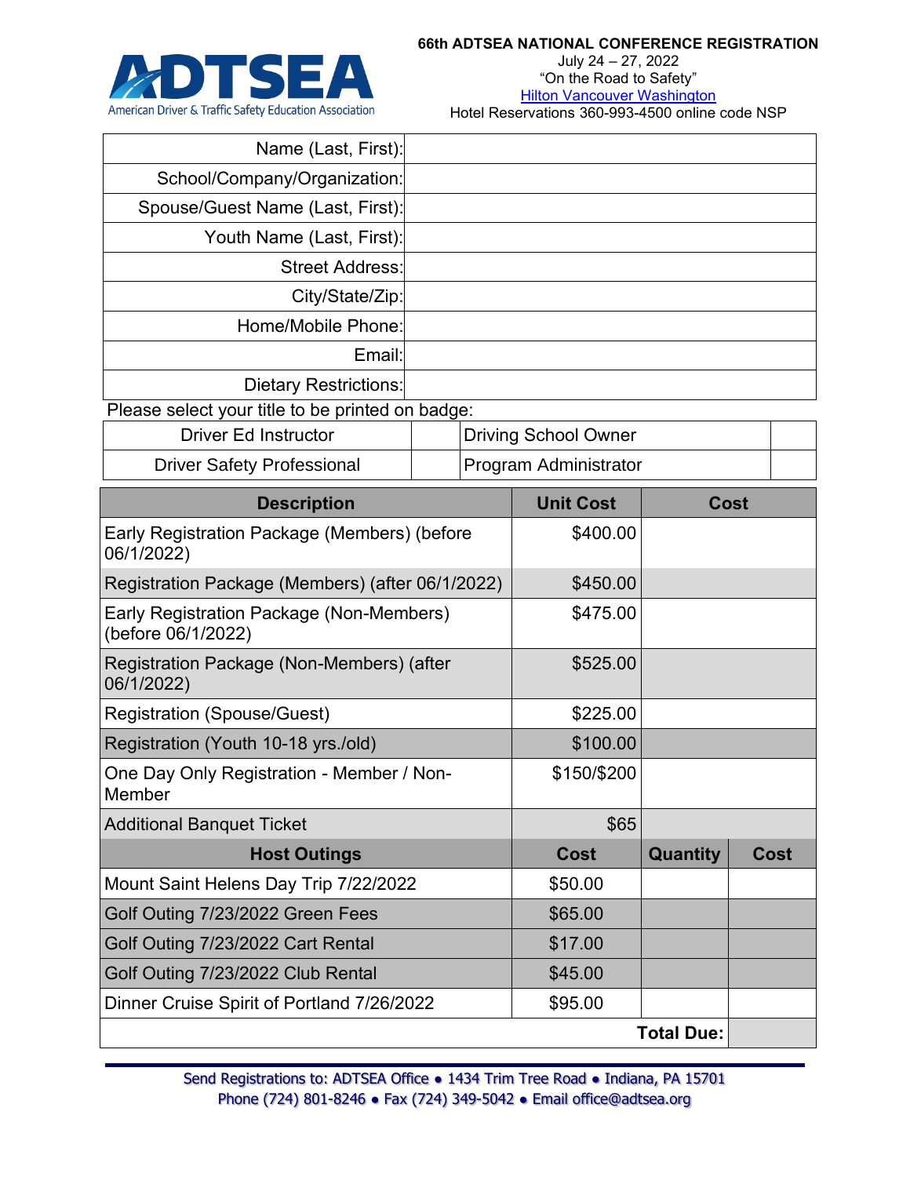ADTSEA
American Driver & Traffic Safety Education Association

**66th ADTSEA NATIONAL CONFERENCE REGISTRATION**
July 24 – 27, 2022
"On the Road to Safety"
Hilton Vancouver Washington
Hotel Reservations 360-993-4500 online code NSP

| | |
|---:|---|
| Name (Last, First): | |
| School/Company/Organization: | |
| Spouse/Guest Name (Last, First): | |
| Youth Name (Last, First): | |
| Street Address: | |
| City/State/Zip: | |
| Home/Mobile Phone: | |
| Email: | |
| Dietary Restrictions: | |

Please select your title to be printed on badge:

| | | | |
|---|---|---|---|
| Driver Ed Instructor | | Driving School Owner | |
| Driver Safety Professional | | Program Administrator | |

| Description | Unit Cost | Cost | |
|---|---:|---|---|
| Early Registration Package (Members) (before 06/1/2022) | $400.00 | | |
| Registration Package (Members) (after 06/1/2022) | $450.00 | | |
| Early Registration Package (Non-Members) (before 06/1/2022) | $475.00 | | |
| Registration Package (Non-Members) (after 06/1/2022) | $525.00 | | |
| Registration (Spouse/Guest) | $225.00 | | |
| Registration (Youth 10-18 yrs./old) | $100.00 | | |
| One Day Only Registration - Member / Non-Member | $150/$200 | | |
| Additional Banquet Ticket | $65 | | |
| **Host Outings** | **Cost** | **Quantity** | **Cost** |
| Mount Saint Helens Day Trip 7/22/2022 | $50.00 | | |
| Golf Outing 7/23/2022 Green Fees | $65.00 | | |
| Golf Outing 7/23/2022 Cart Rental | $17.00 | | |
| Golf Outing 7/23/2022 Club Rental | $45.00 | | |
| Dinner Cruise Spirit of Portland 7/26/2022 | $95.00 | | |
| | | **Total Due:** | |

Send Registrations to: ADTSEA Office • 1434 Trim Tree Road • Indiana, PA 15701
Phone (724) 801-8246 • Fax (724) 349-5042 • Email office@adtsea.org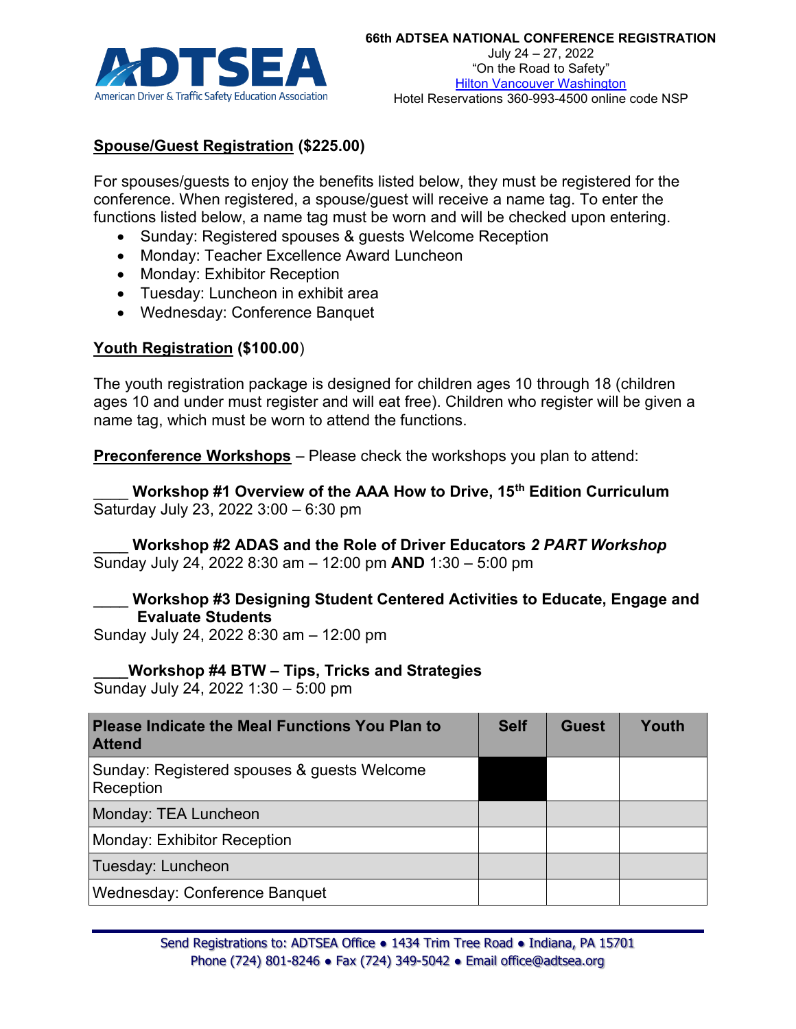ADTSEA
American Driver & Traffic Safety Education Association

**66th ADTSEA NATIONAL CONFERENCE REGISTRATION**
July 24 – 27, 2022
"On the Road to Safety"
Hilton Vancouver Washington
Hotel Reservations 360-993-4500 online code NSP

**Spouse/Guest Registration ($225.00)**

For spouses/guests to enjoy the benefits listed below, they must be registered for the conference. When registered, a spouse/guest will receive a name tag. To enter the functions listed below, a name tag must be worn and will be checked upon entering.

- Sunday: Registered spouses & guests Welcome Reception
- Monday: Teacher Excellence Award Luncheon
- Monday: Exhibitor Reception
- Tuesday: Luncheon in exhibit area
- Wednesday: Conference Banquet

**Youth Registration ($100.00)**

The youth registration package is designed for children ages 10 through 18 (children ages 10 and under must register and will eat free). Children who register will be given a name tag, which must be worn to attend the functions.

**Preconference Workshops** – Please check the workshops you plan to attend:

____ **Workshop #1 Overview of the AAA How to Drive, 15th Edition Curriculum**
Saturday July 23, 2022 3:00 – 6:30 pm

____ **Workshop #2 ADAS and the Role of Driver Educators** ***2 PART Workshop***
Sunday July 24, 2022 8:30 am – 12:00 pm **AND** 1:30 – 5:00 pm

____ **Workshop #3 Designing Student Centered Activities to Educate, Engage and Evaluate Students**
Sunday July 24, 2022 8:30 am – 12:00 pm

____ **Workshop #4 BTW – Tips, Tricks and Strategies**
Sunday July 24, 2022 1:30 – 5:00 pm

| Please Indicate the Meal Functions You Plan to Attend | Self | Guest | Youth |
|---|---|---|---|
| Sunday: Registered spouses & guests Welcome Reception | | | |
| Monday: TEA Luncheon | | | |
| Monday: Exhibitor Reception | | | |
| Tuesday: Luncheon | | | |
| Wednesday: Conference Banquet | | | |

Send Registrations to: ADTSEA Office ● 1434 Trim Tree Road ● Indiana, PA 15701
Phone (724) 801-8246 ● Fax (724) 349-5042 ● Email office@adtsea.org